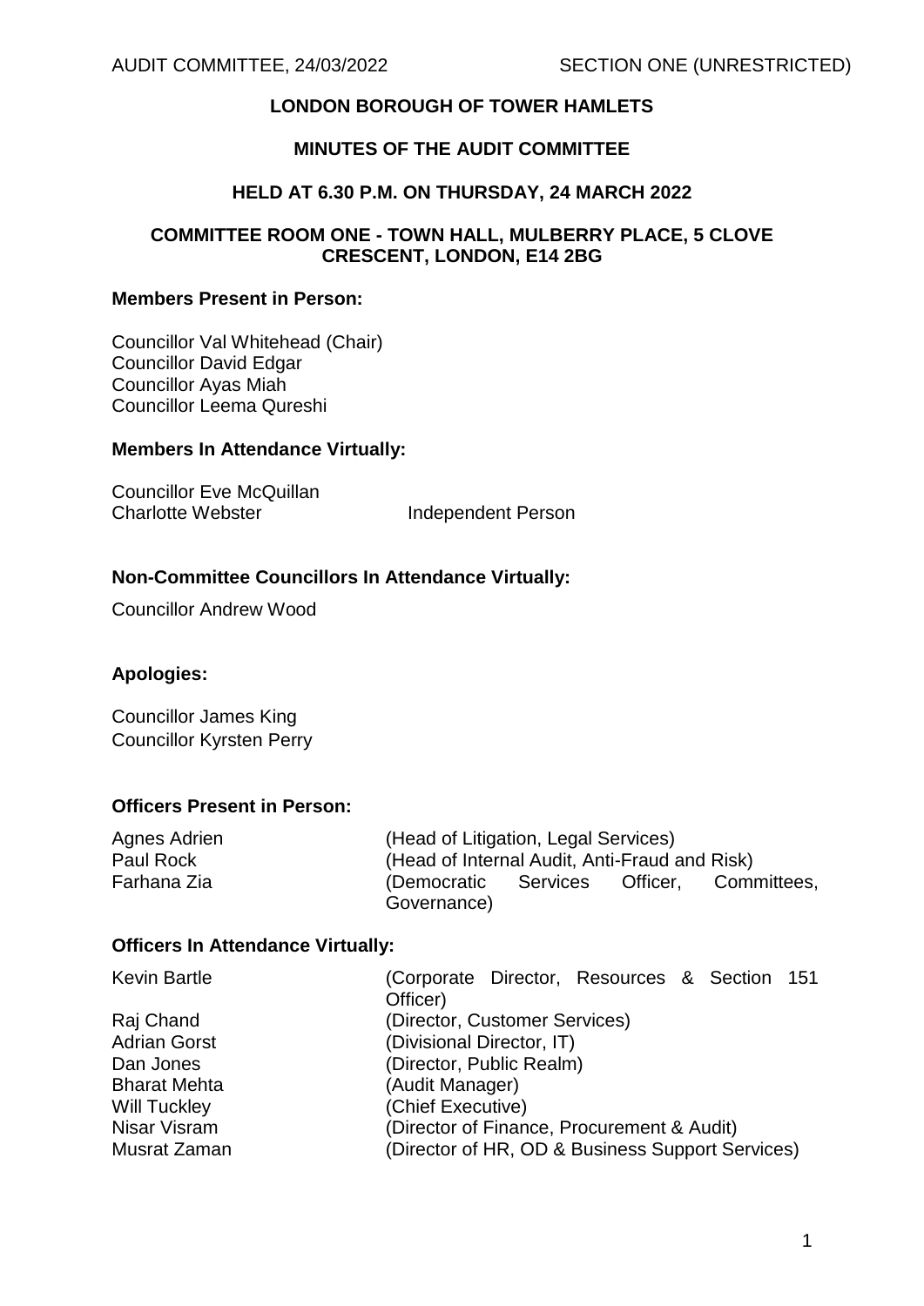# LONDON BOROUGH OF TOWER HAMLETS

## MINUTES OF THE AUDIT COMMITTEE

## HELD AT 6.30 P.M. ON THURSDAY, 24 MARCH 2022

## COMMITTEE ROOM ONE - TOWN HALL, MULBERRY PLACE, 5 CLOVE CRESCENT, LONDON, E14 2BG

**Members Present in Person:**

Councillor Val Whitehead (Chair)
Councillor David Edgar
Councillor Ayas Miah
Councillor Leema Qureshi

**Members In Attendance Virtually:**

| | |
|---|---|
| Councillor Eve McQuillan | |
| Charlotte Webster | Independent Person |

**Non-Committee Councillors In Attendance Virtually:**

Councillor Andrew Wood

**Apologies:**

Councillor James King
Councillor Kyrsten Perry

**Officers Present in Person:**

| | |
|---|---|
| Agnes Adrien | (Head of Litigation, Legal Services) |
| Paul Rock | (Head of Internal Audit, Anti-Fraud and Risk) |
| Farhana Zia | (Democratic Services Officer, Committees, Governance) |

**Officers In Attendance Virtually:**

| | |
|---|---|
| Kevin Bartle | (Corporate Director, Resources & Section 151 Officer) |
| Raj Chand | (Director, Customer Services) |
| Adrian Gorst | (Divisional Director, IT) |
| Dan Jones | (Director, Public Realm) |
| Bharat Mehta | (Audit Manager) |
| Will Tuckley | (Chief Executive) |
| Nisar Visram | (Director of Finance, Procurement & Audit) |
| Musrat Zaman | (Director of HR, OD & Business Support Services) |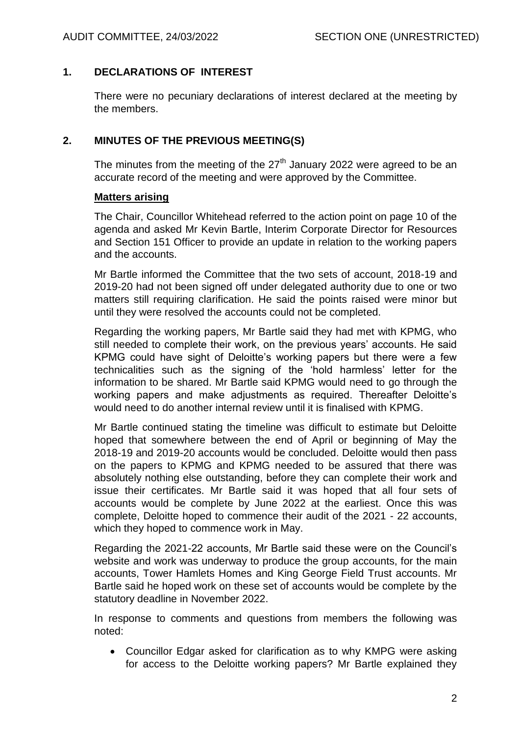## 1. DECLARATIONS OF INTEREST

There were no pecuniary declarations of interest declared at the meeting by the members.

## 2. MINUTES OF THE PREVIOUS MEETING(S)

The minutes from the meeting of the 27th January 2022 were agreed to be an accurate record of the meeting and were approved by the Committee.

**Matters arising**

The Chair, Councillor Whitehead referred to the action point on page 10 of the agenda and asked Mr Kevin Bartle, Interim Corporate Director for Resources and Section 151 Officer to provide an update in relation to the working papers and the accounts.

Mr Bartle informed the Committee that the two sets of account, 2018-19 and 2019-20 had not been signed off under delegated authority due to one or two matters still requiring clarification. He said the points raised were minor but until they were resolved the accounts could not be completed.

Regarding the working papers, Mr Bartle said they had met with KPMG, who still needed to complete their work, on the previous years' accounts. He said KPMG could have sight of Deloitte's working papers but there were a few technicalities such as the signing of the 'hold harmless' letter for the information to be shared. Mr Bartle said KPMG would need to go through the working papers and make adjustments as required. Thereafter Deloitte's would need to do another internal review until it is finalised with KPMG.

Mr Bartle continued stating the timeline was difficult to estimate but Deloitte hoped that somewhere between the end of April or beginning of May the 2018-19 and 2019-20 accounts would be concluded. Deloitte would then pass on the papers to KPMG and KPMG needed to be assured that there was absolutely nothing else outstanding, before they can complete their work and issue their certificates. Mr Bartle said it was hoped that all four sets of accounts would be complete by June 2022 at the earliest. Once this was complete, Deloitte hoped to commence their audit of the 2021 - 22 accounts, which they hoped to commence work in May.

Regarding the 2021-22 accounts, Mr Bartle said these were on the Council's website and work was underway to produce the group accounts, for the main accounts, Tower Hamlets Homes and King George Field Trust accounts. Mr Bartle said he hoped work on these set of accounts would be complete by the statutory deadline in November 2022.

In response to comments and questions from members the following was noted:

- Councillor Edgar asked for clarification as to why KMPG were asking for access to the Deloitte working papers? Mr Bartle explained they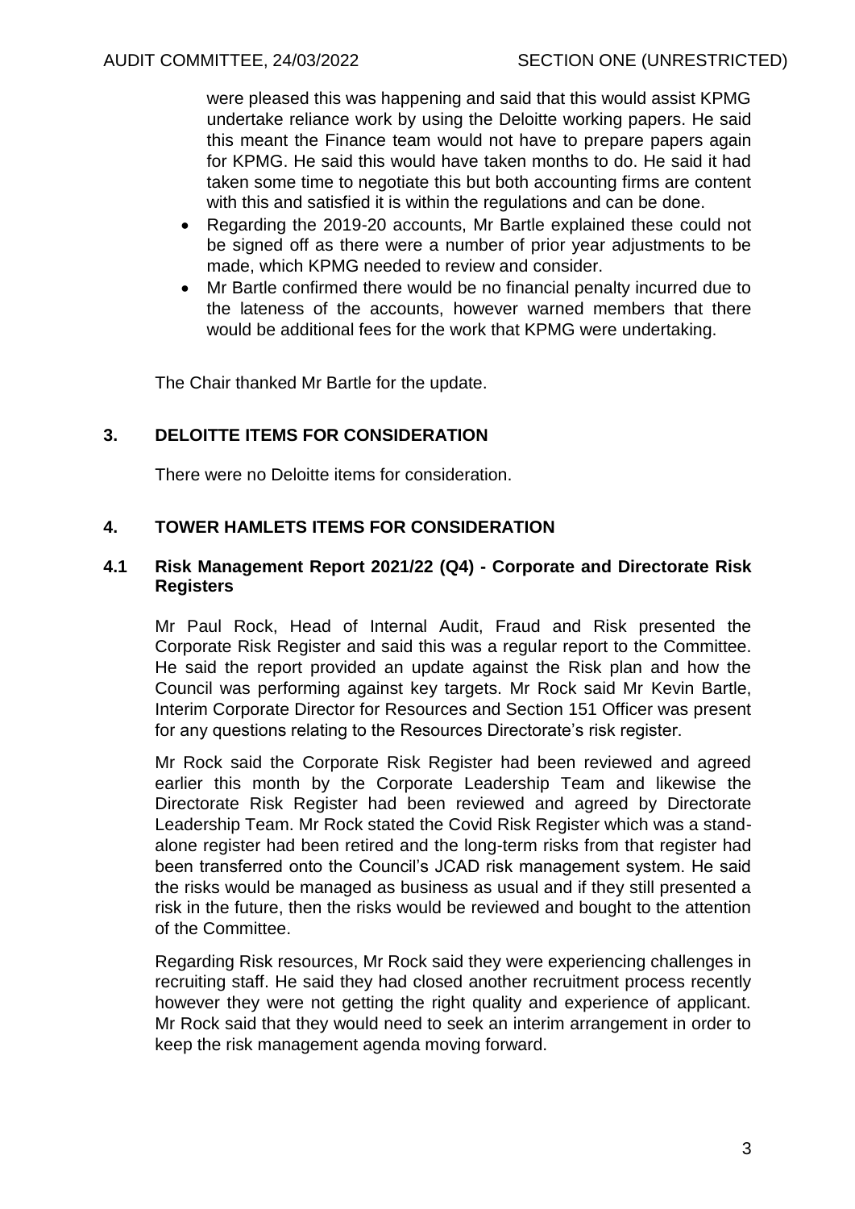were pleased this was happening and said that this would assist KPMG undertake reliance work by using the Deloitte working papers. He said this meant the Finance team would not have to prepare papers again for KPMG. He said this would have taken months to do. He said it had taken some time to negotiate this but both accounting firms are content with this and satisfied it is within the regulations and can be done.

- Regarding the 2019-20 accounts, Mr Bartle explained these could not be signed off as there were a number of prior year adjustments to be made, which KPMG needed to review and consider.
- Mr Bartle confirmed there would be no financial penalty incurred due to the lateness of the accounts, however warned members that there would be additional fees for the work that KPMG were undertaking.

The Chair thanked Mr Bartle for the update.

## 3. DELOITTE ITEMS FOR CONSIDERATION

There were no Deloitte items for consideration.

## 4. TOWER HAMLETS ITEMS FOR CONSIDERATION

### 4.1 Risk Management Report 2021/22 (Q4) - Corporate and Directorate Risk Registers

Mr Paul Rock, Head of Internal Audit, Fraud and Risk presented the Corporate Risk Register and said this was a regular report to the Committee. He said the report provided an update against the Risk plan and how the Council was performing against key targets. Mr Rock said Mr Kevin Bartle, Interim Corporate Director for Resources and Section 151 Officer was present for any questions relating to the Resources Directorate's risk register.

Mr Rock said the Corporate Risk Register had been reviewed and agreed earlier this month by the Corporate Leadership Team and likewise the Directorate Risk Register had been reviewed and agreed by Directorate Leadership Team. Mr Rock stated the Covid Risk Register which was a stand-alone register had been retired and the long-term risks from that register had been transferred onto the Council's JCAD risk management system. He said the risks would be managed as business as usual and if they still presented a risk in the future, then the risks would be reviewed and bought to the attention of the Committee.

Regarding Risk resources, Mr Rock said they were experiencing challenges in recruiting staff. He said they had closed another recruitment process recently however they were not getting the right quality and experience of applicant. Mr Rock said that they would need to seek an interim arrangement in order to keep the risk management agenda moving forward.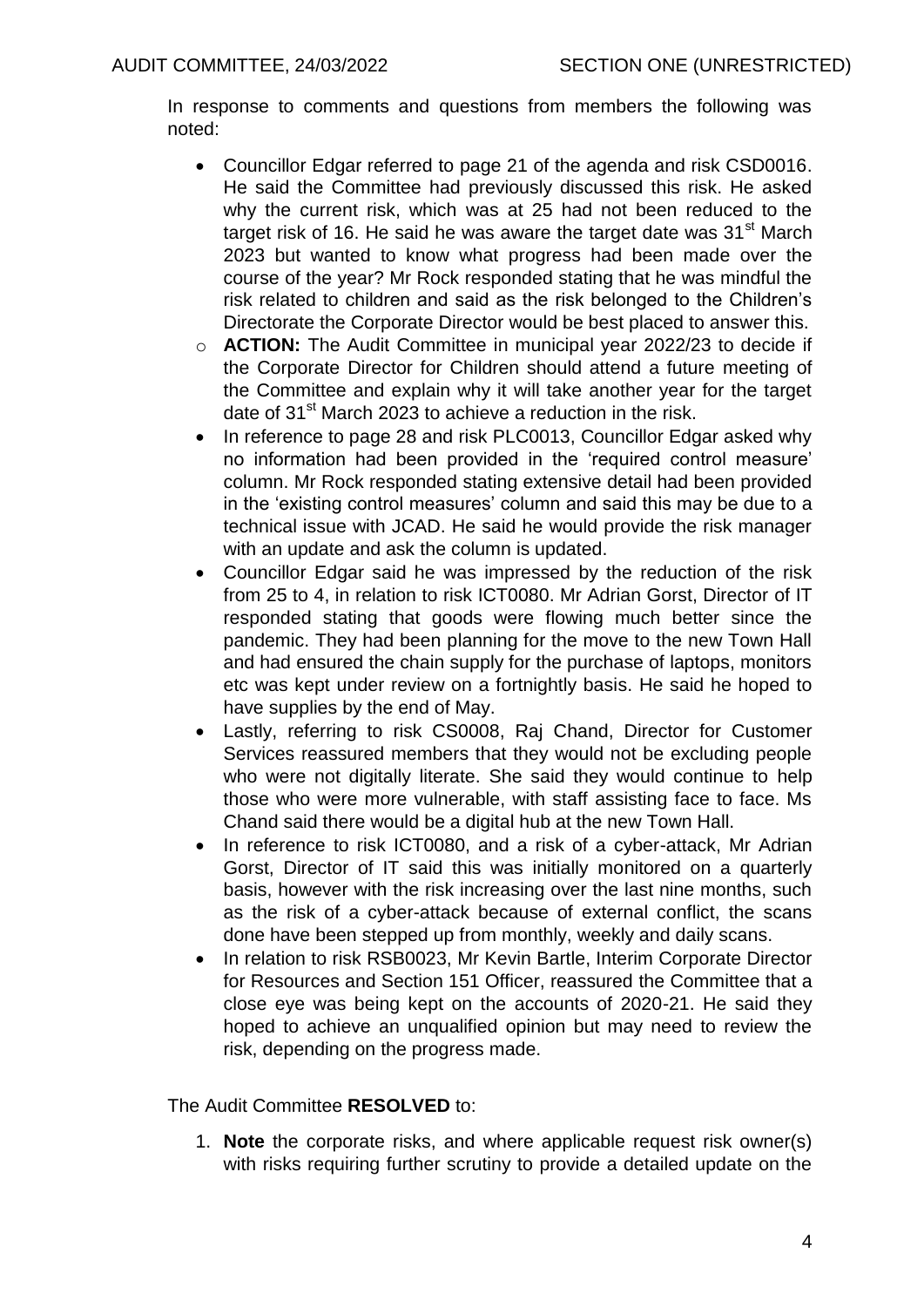In response to comments and questions from members the following was noted:

- Councillor Edgar referred to page 21 of the agenda and risk CSD0016. He said the Committee had previously discussed this risk. He asked why the current risk, which was at 25 had not been reduced to the target risk of 16. He said he was aware the target date was 31st March 2023 but wanted to know what progress had been made over the course of the year? Mr Rock responded stating that he was mindful the risk related to children and said as the risk belonged to the Children's Directorate the Corporate Director would be best placed to answer this.
  - **ACTION:** The Audit Committee in municipal year 2022/23 to decide if the Corporate Director for Children should attend a future meeting of the Committee and explain why it will take another year for the target date of 31st March 2023 to achieve a reduction in the risk.
- In reference to page 28 and risk PLC0013, Councillor Edgar asked why no information had been provided in the 'required control measure' column. Mr Rock responded stating extensive detail had been provided in the 'existing control measures' column and said this may be due to a technical issue with JCAD. He said he would provide the risk manager with an update and ask the column is updated.
- Councillor Edgar said he was impressed by the reduction of the risk from 25 to 4, in relation to risk ICT0080. Mr Adrian Gorst, Director of IT responded stating that goods were flowing much better since the pandemic. They had been planning for the move to the new Town Hall and had ensured the chain supply for the purchase of laptops, monitors etc was kept under review on a fortnightly basis. He said he hoped to have supplies by the end of May.
- Lastly, referring to risk CS0008, Raj Chand, Director for Customer Services reassured members that they would not be excluding people who were not digitally literate. She said they would continue to help those who were more vulnerable, with staff assisting face to face. Ms Chand said there would be a digital hub at the new Town Hall.
- In reference to risk ICT0080, and a risk of a cyber-attack, Mr Adrian Gorst, Director of IT said this was initially monitored on a quarterly basis, however with the risk increasing over the last nine months, such as the risk of a cyber-attack because of external conflict, the scans done have been stepped up from monthly, weekly and daily scans.
- In relation to risk RSB0023, Mr Kevin Bartle, Interim Corporate Director for Resources and Section 151 Officer, reassured the Committee that a close eye was being kept on the accounts of 2020-21. He said they hoped to achieve an unqualified opinion but may need to review the risk, depending on the progress made.

The Audit Committee **RESOLVED** to:

1. **Note** the corporate risks, and where applicable request risk owner(s) with risks requiring further scrutiny to provide a detailed update on the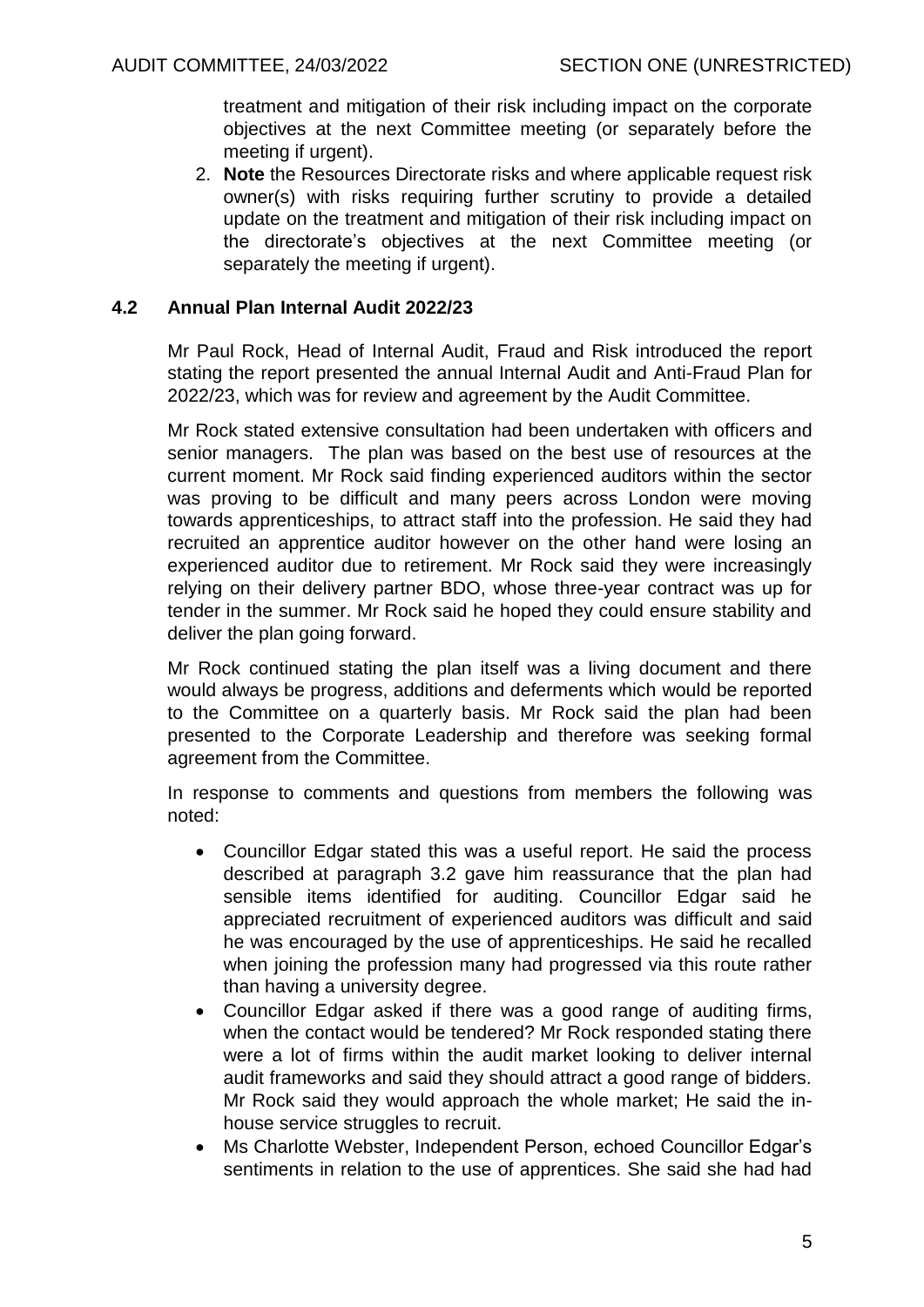treatment and mitigation of their risk including impact on the corporate objectives at the next Committee meeting (or separately before the meeting if urgent).

2. **Note** the Resources Directorate risks and where applicable request risk owner(s) with risks requiring further scrutiny to provide a detailed update on the treatment and mitigation of their risk including impact on the directorate's objectives at the next Committee meeting (or separately the meeting if urgent).

### 4.2 Annual Plan Internal Audit 2022/23

Mr Paul Rock, Head of Internal Audit, Fraud and Risk introduced the report stating the report presented the annual Internal Audit and Anti-Fraud Plan for 2022/23, which was for review and agreement by the Audit Committee.

Mr Rock stated extensive consultation had been undertaken with officers and senior managers. The plan was based on the best use of resources at the current moment. Mr Rock said finding experienced auditors within the sector was proving to be difficult and many peers across London were moving towards apprenticeships, to attract staff into the profession. He said they had recruited an apprentice auditor however on the other hand were losing an experienced auditor due to retirement. Mr Rock said they were increasingly relying on their delivery partner BDO, whose three-year contract was up for tender in the summer. Mr Rock said he hoped they could ensure stability and deliver the plan going forward.

Mr Rock continued stating the plan itself was a living document and there would always be progress, additions and deferments which would be reported to the Committee on a quarterly basis. Mr Rock said the plan had been presented to the Corporate Leadership and therefore was seeking formal agreement from the Committee.

In response to comments and questions from members the following was noted:

- Councillor Edgar stated this was a useful report. He said the process described at paragraph 3.2 gave him reassurance that the plan had sensible items identified for auditing. Councillor Edgar said he appreciated recruitment of experienced auditors was difficult and said he was encouraged by the use of apprenticeships. He said he recalled when joining the profession many had progressed via this route rather than having a university degree.
- Councillor Edgar asked if there was a good range of auditing firms, when the contact would be tendered? Mr Rock responded stating there were a lot of firms within the audit market looking to deliver internal audit frameworks and said they should attract a good range of bidders. Mr Rock said they would approach the whole market; He said the in-house service struggles to recruit.
- Ms Charlotte Webster, Independent Person, echoed Councillor Edgar's sentiments in relation to the use of apprentices. She said she had had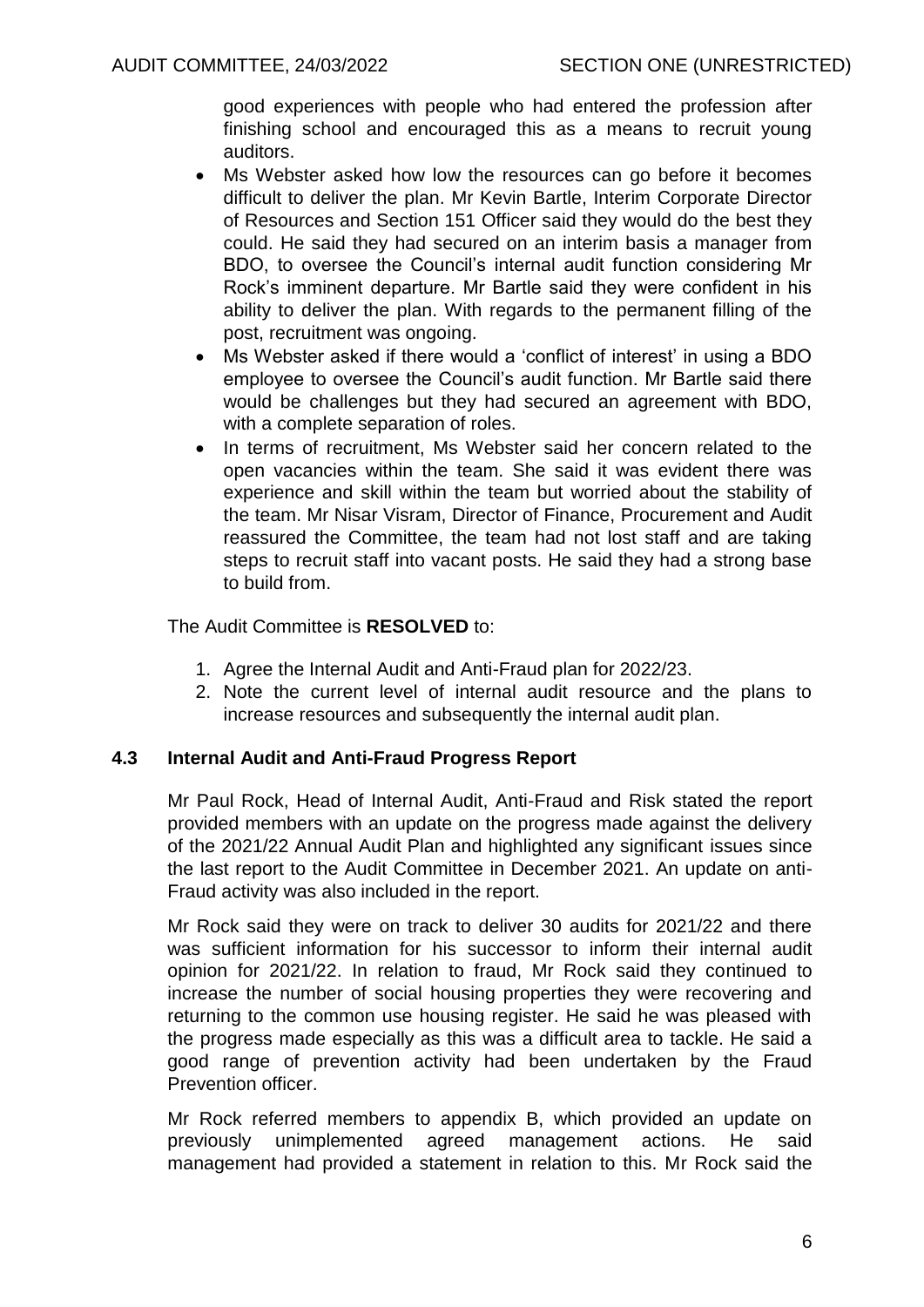good experiences with people who had entered the profession after finishing school and encouraged this as a means to recruit young auditors.

- Ms Webster asked how low the resources can go before it becomes difficult to deliver the plan. Mr Kevin Bartle, Interim Corporate Director of Resources and Section 151 Officer said they would do the best they could. He said they had secured on an interim basis a manager from BDO, to oversee the Council's internal audit function considering Mr Rock's imminent departure. Mr Bartle said they were confident in his ability to deliver the plan. With regards to the permanent filling of the post, recruitment was ongoing.
- Ms Webster asked if there would a 'conflict of interest' in using a BDO employee to oversee the Council's audit function. Mr Bartle said there would be challenges but they had secured an agreement with BDO, with a complete separation of roles.
- In terms of recruitment, Ms Webster said her concern related to the open vacancies within the team. She said it was evident there was experience and skill within the team but worried about the stability of the team. Mr Nisar Visram, Director of Finance, Procurement and Audit reassured the Committee, the team had not lost staff and are taking steps to recruit staff into vacant posts. He said they had a strong base to build from.

The Audit Committee is **RESOLVED** to:

1. Agree the Internal Audit and Anti-Fraud plan for 2022/23.
2. Note the current level of internal audit resource and the plans to increase resources and subsequently the internal audit plan.

### 4.3 Internal Audit and Anti-Fraud Progress Report

Mr Paul Rock, Head of Internal Audit, Anti-Fraud and Risk stated the report provided members with an update on the progress made against the delivery of the 2021/22 Annual Audit Plan and highlighted any significant issues since the last report to the Audit Committee in December 2021. An update on anti-Fraud activity was also included in the report.

Mr Rock said they were on track to deliver 30 audits for 2021/22 and there was sufficient information for his successor to inform their internal audit opinion for 2021/22. In relation to fraud, Mr Rock said they continued to increase the number of social housing properties they were recovering and returning to the common use housing register. He said he was pleased with the progress made especially as this was a difficult area to tackle. He said a good range of prevention activity had been undertaken by the Fraud Prevention officer.

Mr Rock referred members to appendix B, which provided an update on previously unimplemented agreed management actions. He said management had provided a statement in relation to this. Mr Rock said the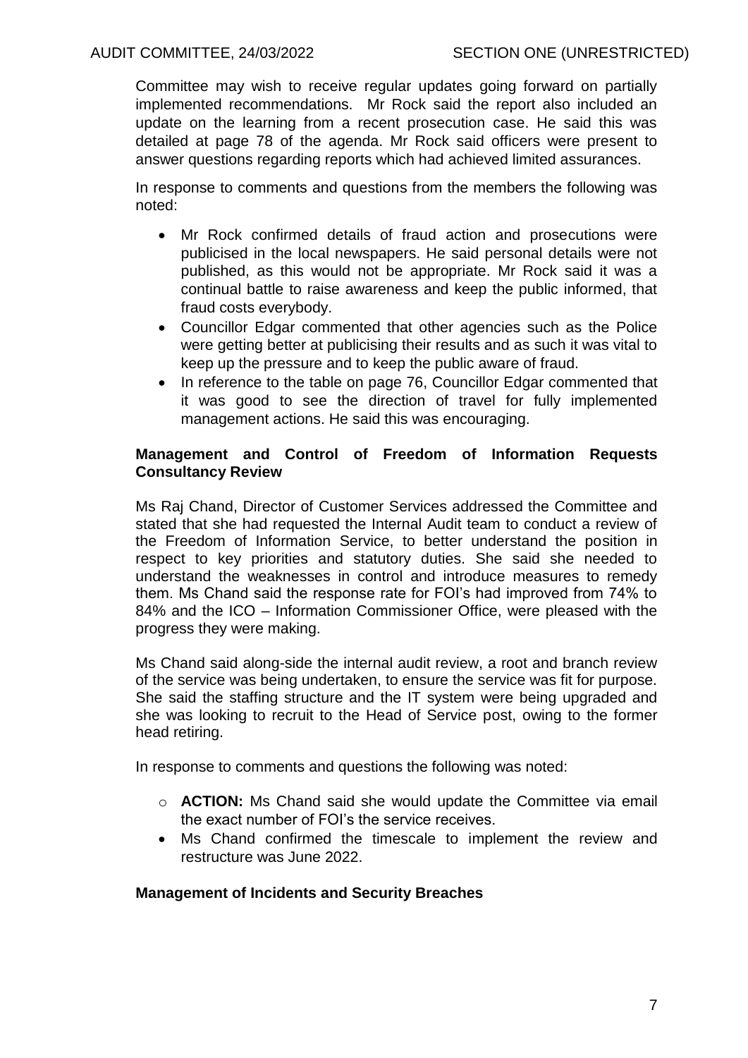Committee may wish to receive regular updates going forward on partially implemented recommendations. Mr Rock said the report also included an update on the learning from a recent prosecution case. He said this was detailed at page 78 of the agenda. Mr Rock said officers were present to answer questions regarding reports which had achieved limited assurances.

In response to comments and questions from the members the following was noted:

- Mr Rock confirmed details of fraud action and prosecutions were publicised in the local newspapers. He said personal details were not published, as this would not be appropriate. Mr Rock said it was a continual battle to raise awareness and keep the public informed, that fraud costs everybody.
- Councillor Edgar commented that other agencies such as the Police were getting better at publicising their results and as such it was vital to keep up the pressure and to keep the public aware of fraud.
- In reference to the table on page 76, Councillor Edgar commented that it was good to see the direction of travel for fully implemented management actions. He said this was encouraging.

**Management and Control of Freedom of Information Requests Consultancy Review**

Ms Raj Chand, Director of Customer Services addressed the Committee and stated that she had requested the Internal Audit team to conduct a review of the Freedom of Information Service, to better understand the position in respect to key priorities and statutory duties. She said she needed to understand the weaknesses in control and introduce measures to remedy them. Ms Chand said the response rate for FOI's had improved from 74% to 84% and the ICO – Information Commissioner Office, were pleased with the progress they were making.

Ms Chand said along-side the internal audit review, a root and branch review of the service was being undertaken, to ensure the service was fit for purpose. She said the staffing structure and the IT system were being upgraded and she was looking to recruit to the Head of Service post, owing to the former head retiring.

In response to comments and questions the following was noted:

- **ACTION:** Ms Chand said she would update the Committee via email the exact number of FOI's the service receives.
- Ms Chand confirmed the timescale to implement the review and restructure was June 2022.

**Management of Incidents and Security Breaches**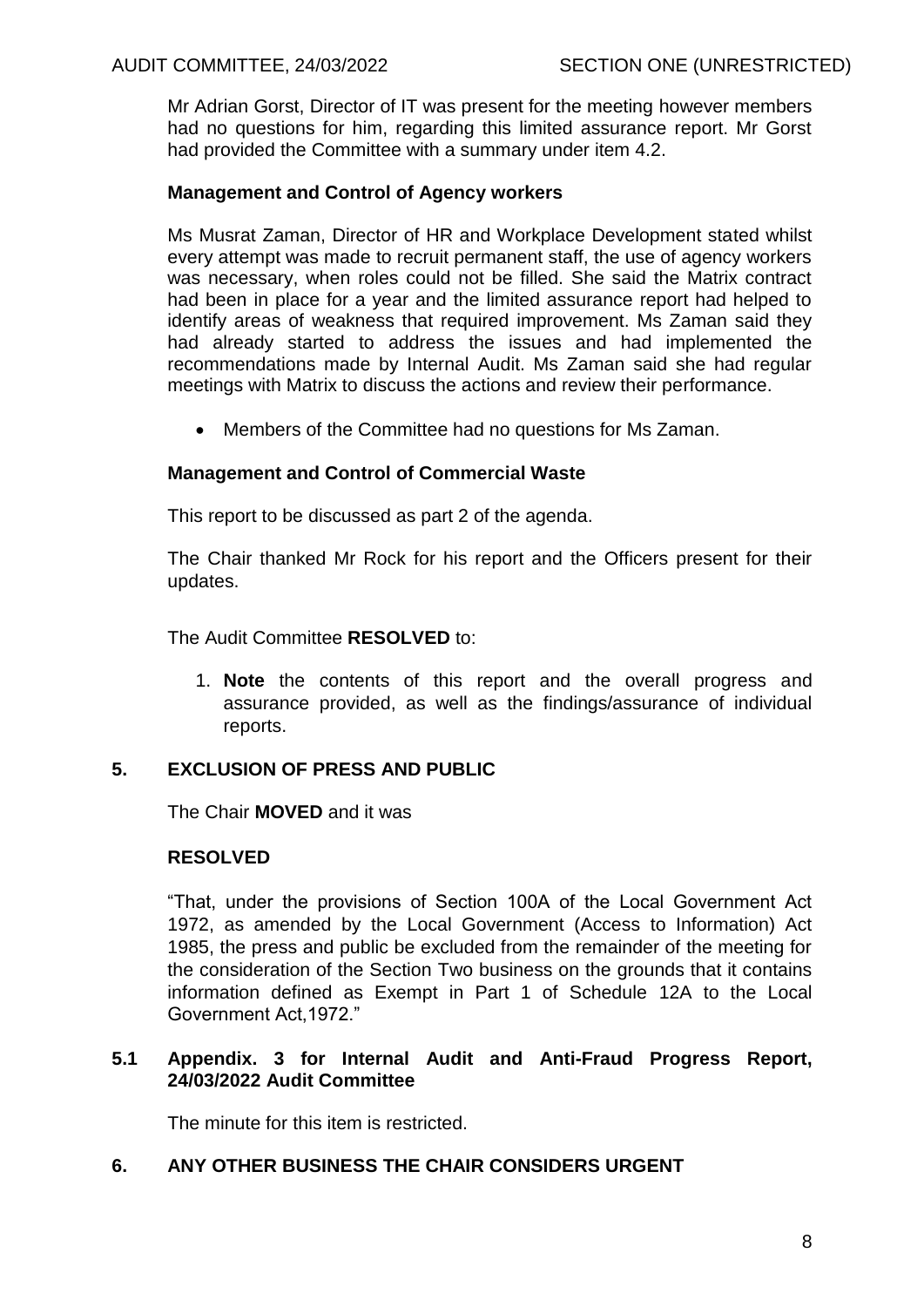Mr Adrian Gorst, Director of IT was present for the meeting however members had no questions for him, regarding this limited assurance report. Mr Gorst had provided the Committee with a summary under item 4.2.

**Management and Control of Agency workers**

Ms Musrat Zaman, Director of HR and Workplace Development stated whilst every attempt was made to recruit permanent staff, the use of agency workers was necessary, when roles could not be filled. She said the Matrix contract had been in place for a year and the limited assurance report had helped to identify areas of weakness that required improvement. Ms Zaman said they had already started to address the issues and had implemented the recommendations made by Internal Audit. Ms Zaman said she had regular meetings with Matrix to discuss the actions and review their performance.

- Members of the Committee had no questions for Ms Zaman.

**Management and Control of Commercial Waste**

This report to be discussed as part 2 of the agenda.

The Chair thanked Mr Rock for his report and the Officers present for their updates.

The Audit Committee **RESOLVED** to:

1. **Note** the contents of this report and the overall progress and assurance provided, as well as the findings/assurance of individual reports.

## 5. EXCLUSION OF PRESS AND PUBLIC

The Chair **MOVED** and it was

**RESOLVED**

"That, under the provisions of Section 100A of the Local Government Act 1972, as amended by the Local Government (Access to Information) Act 1985, the press and public be excluded from the remainder of the meeting for the consideration of the Section Two business on the grounds that it contains information defined as Exempt in Part 1 of Schedule 12A to the Local Government Act,1972."

### 5.1 Appendix. 3 for Internal Audit and Anti-Fraud Progress Report, 24/03/2022 Audit Committee

The minute for this item is restricted.

## 6. ANY OTHER BUSINESS THE CHAIR CONSIDERS URGENT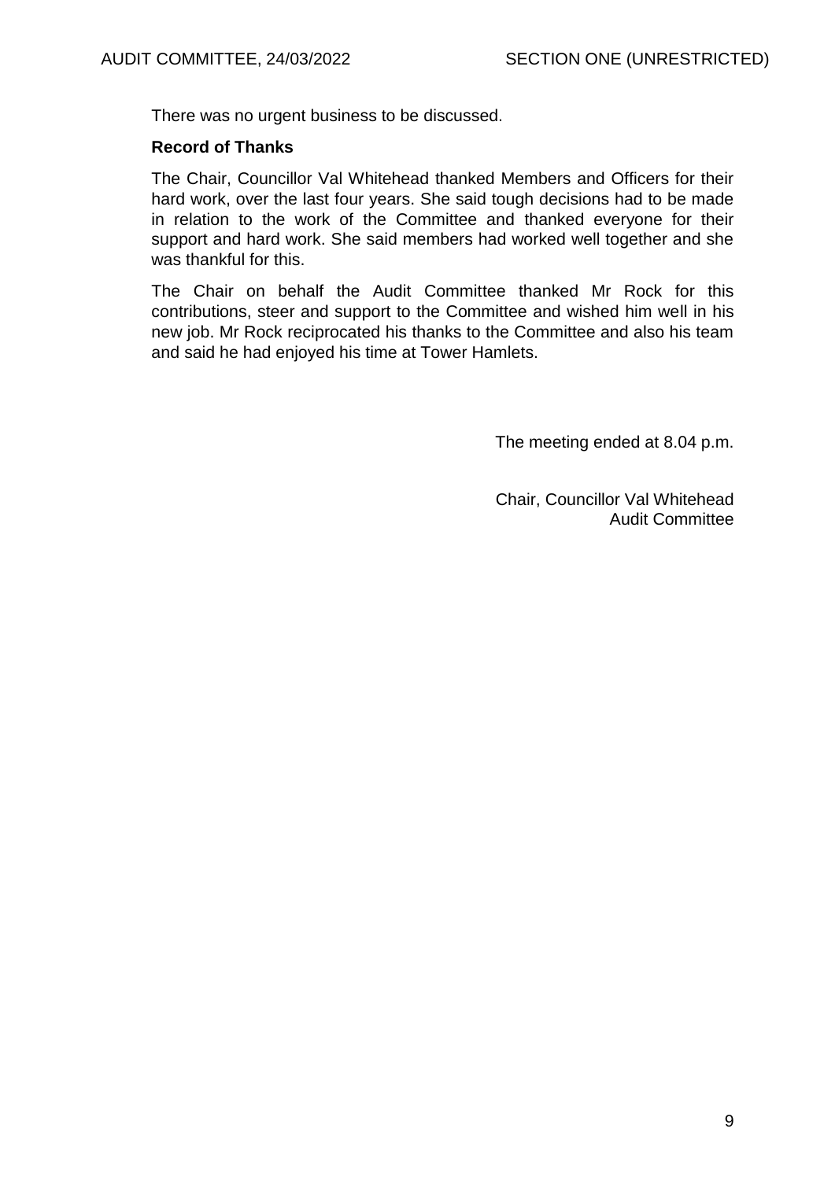There was no urgent business to be discussed.

**Record of Thanks**

The Chair, Councillor Val Whitehead thanked Members and Officers for their hard work, over the last four years. She said tough decisions had to be made in relation to the work of the Committee and thanked everyone for their support and hard work. She said members had worked well together and she was thankful for this.

The Chair on behalf the Audit Committee thanked Mr Rock for this contributions, steer and support to the Committee and wished him well in his new job. Mr Rock reciprocated his thanks to the Committee and also his team and said he had enjoyed his time at Tower Hamlets.

The meeting ended at 8.04 p.m.

Chair, Councillor Val Whitehead
Audit Committee